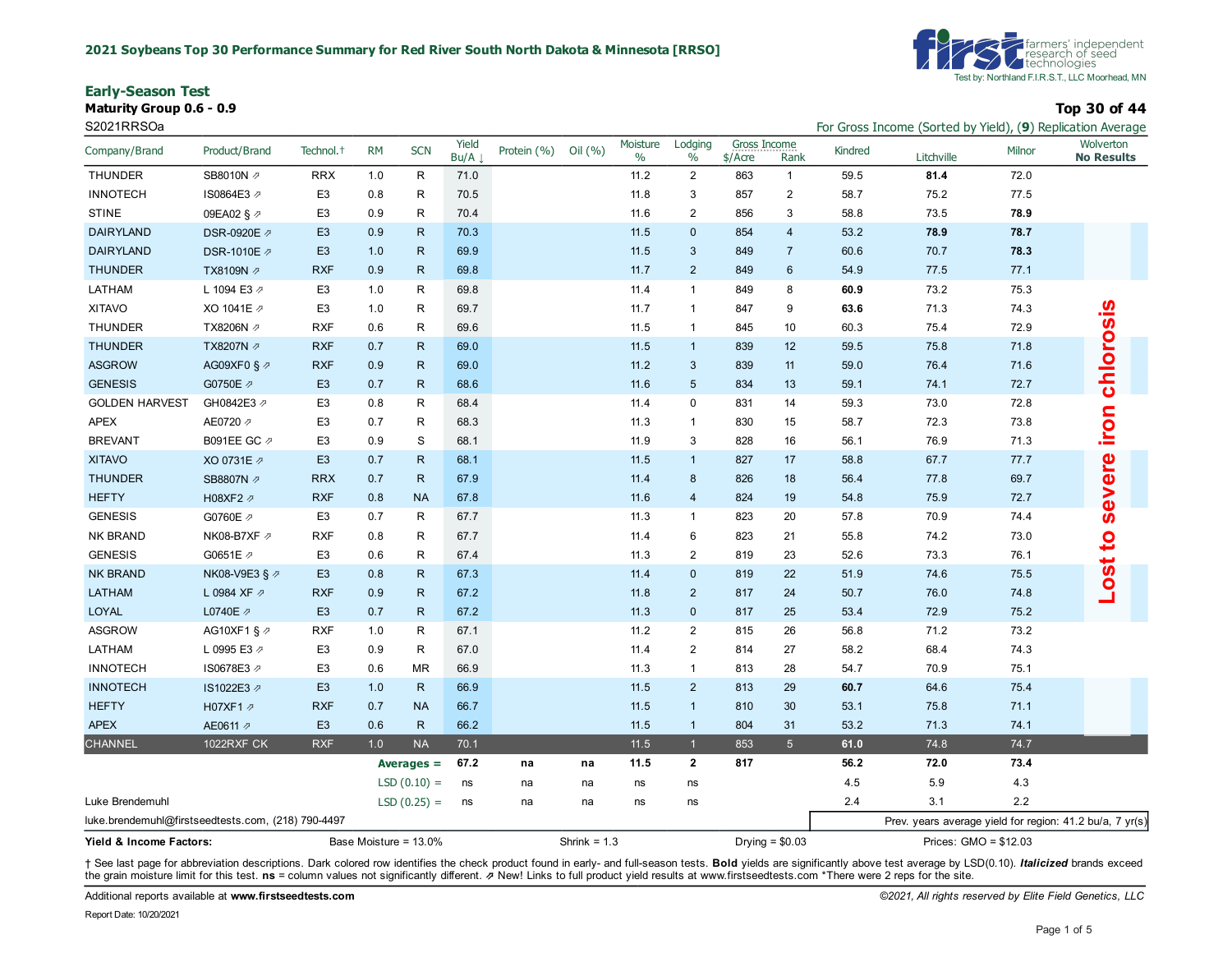**2021 Soybeans Top 30 Performance Summary for Red River South North Dakota & Minnesota [RRSO]**

Test by: Northland F.I.R.S.T., LLC Moorhead, MN

## Early-Season Test

**Maturity Group 0.6 - 0.9**

S2021RRSOa

**Top 30 of 44**

For Gross Income (Sorted by Yield), (**9**) Replication Average

| Company/Brand | Product/Brand | Technol.† | RM | SCN | Yield Bu/A ↓ | Protein (%) | Oil (%) | Moisture % | Lodging % | Gross Income $/Acre | Gross Income Rank | Kindred | Litchville | Milnor | Wolverton **No Results** |
|---|---|---|---|---|---|---|---|---|---|---|---|---|---|---|---|
| THUNDER | SB8010N ⇗ | RRX | 1.0 | R | 71.0 | | | 11.2 | 2 | 863 | 1 | 59.5 | **81.4** | 72.0 | Lost to severe iron chlorosis |
| INNOTECH | IS0864E3 ⇗ | E3 | 0.8 | R | 70.5 | | | 11.8 | 3 | 857 | 2 | 58.7 | 75.2 | 77.5 | |
| STINE | 09EA02 § ⇗ | E3 | 0.9 | R | 70.4 | | | 11.6 | 2 | 856 | 3 | 58.8 | 73.5 | **78.9** | |
| DAIRYLAND | DSR-0920E ⇗ | E3 | 0.9 | R | 70.3 | | | 11.5 | 0 | 854 | 4 | 53.2 | **78.9** | **78.7** | |
| DAIRYLAND | DSR-1010E ⇗ | E3 | 1.0 | R | 69.9 | | | 11.5 | 3 | 849 | 7 | 60.6 | 70.7 | **78.3** | |
| THUNDER | TX8109N ⇗ | RXF | 0.9 | R | 69.8 | | | 11.7 | 2 | 849 | 6 | 54.9 | 77.5 | 77.1 | |
| LATHAM | L 1094 E3 ⇗ | E3 | 1.0 | R | 69.8 | | | 11.4 | 1 | 849 | 8 | **60.9** | 73.2 | 75.3 | |
| XITAVO | XO 1041E ⇗ | E3 | 1.0 | R | 69.7 | | | 11.7 | 1 | 847 | 9 | **63.6** | 71.3 | 74.3 | |
| THUNDER | TX8206N ⇗ | RXF | 0.6 | R | 69.6 | | | 11.5 | 1 | 845 | 10 | 60.3 | 75.4 | 72.9 | |
| THUNDER | TX8207N ⇗ | RXF | 0.7 | R | 69.0 | | | 11.5 | 1 | 839 | 12 | 59.5 | 75.8 | 71.8 | |
| ASGROW | AG09XF0 § ⇗ | RXF | 0.9 | R | 69.0 | | | 11.2 | 3 | 839 | 11 | 59.0 | 76.4 | 71.6 | |
| GENESIS | G0750E ⇗ | E3 | 0.7 | R | 68.6 | | | 11.6 | 5 | 834 | 13 | 59.1 | 74.1 | 72.7 | |
| GOLDEN HARVEST | GH0842E3 ⇗ | E3 | 0.8 | R | 68.4 | | | 11.4 | 0 | 831 | 14 | 59.3 | 73.0 | 72.8 | |
| APEX | AE0720 ⇗ | E3 | 0.7 | R | 68.3 | | | 11.3 | 1 | 830 | 15 | 58.7 | 72.3 | 73.8 | |
| BREVANT | B091EE GC ⇗ | E3 | 0.9 | S | 68.1 | | | 11.9 | 3 | 828 | 16 | 56.1 | 76.9 | 71.3 | |
| XITAVO | XO 0731E ⇗ | E3 | 0.7 | R | 68.1 | | | 11.5 | 1 | 827 | 17 | 58.8 | 67.7 | 77.7 | |
| THUNDER | SB8807N ⇗ | RRX | 0.7 | R | 67.9 | | | 11.4 | 8 | 826 | 18 | 56.4 | 77.8 | 69.7 | |
| HEFTY | H08XF2 ⇗ | RXF | 0.8 | NA | 67.8 | | | 11.6 | 4 | 824 | 19 | 54.8 | 75.9 | 72.7 | |
| GENESIS | G0760E ⇗ | E3 | 0.7 | R | 67.7 | | | 11.3 | 1 | 823 | 20 | 57.8 | 70.9 | 74.4 | |
| NK BRAND | NK08-B7XF ⇗ | RXF | 0.8 | R | 67.7 | | | 11.4 | 6 | 823 | 21 | 55.8 | 74.2 | 73.0 | |
| GENESIS | G0651E ⇗ | E3 | 0.6 | R | 67.4 | | | 11.3 | 2 | 819 | 23 | 52.6 | 73.3 | 76.1 | |
| NK BRAND | NK08-V9E3 § ⇗ | E3 | 0.8 | R | 67.3 | | | 11.4 | 0 | 819 | 22 | 51.9 | 74.6 | 75.5 | |
| LATHAM | L 0984 XF ⇗ | RXF | 0.9 | R | 67.2 | | | 11.8 | 2 | 817 | 24 | 50.7 | 76.0 | 74.8 | |
| LOYAL | L0740E ⇗ | E3 | 0.7 | R | 67.2 | | | 11.3 | 0 | 817 | 25 | 53.4 | 72.9 | 75.2 | |
| ASGROW | AG10XF1 § ⇗ | RXF | 1.0 | R | 67.1 | | | 11.2 | 2 | 815 | 26 | 56.8 | 71.2 | 73.2 | |
| LATHAM | L 0995 E3 ⇗ | E3 | 0.9 | R | 67.0 | | | 11.4 | 2 | 814 | 27 | 58.2 | 68.4 | 74.3 | |
| INNOTECH | IS0678E3 ⇗ | E3 | 0.6 | MR | 66.9 | | | 11.3 | 1 | 813 | 28 | 54.7 | 70.9 | 75.1 | |
| INNOTECH | IS1022E3 ⇗ | E3 | 1.0 | R | 66.9 | | | 11.5 | 2 | 813 | 29 | **60.7** | 64.6 | 75.4 | |
| HEFTY | H07XF1 ⇗ | RXF | 0.7 | NA | 66.7 | | | 11.5 | 1 | 810 | 30 | 53.1 | 75.8 | 71.1 | |
| APEX | AE0611 ⇗ | E3 | 0.6 | R | 66.2 | | | 11.5 | 1 | 804 | 31 | 53.2 | 71.3 | 74.1 | |
| CHANNEL | 1022RXF CK | RXF | 1.0 | NA | 70.1 | | | 11.5 | 1 | 853 | 5 | **61.0** | 74.8 | 74.7 | |
| | | | | **Averages =** | **67.2** | **na** | **na** | **11.5** | **2** | **817** | | **56.2** | **72.0** | **73.4** | |
| | | | | LSD (0.10) = | ns | na | na | ns | ns | | | 4.5 | 5.9 | 4.3 | |
| Luke Brendemuhl | | | | LSD (0.25) = | ns | na | na | ns | ns | | | 2.4 | 3.1 | 2.2 | |

luke.brendemuhl@firstseedtests.com, (218) 790-4497

Prev. years average yield for region: 41.2 bu/a, 7 yr(s)

**Yield & Income Factors:** Base Moisture = 13.0% Shrink = 1.3 Drying = $0.03 Prices: GMO = $12.03

† See last page for abbreviation descriptions. Dark colored row identifies the check product found in early- and full-season tests. **Bold** yields are significantly above test average by LSD(0.10). ***Italicized*** brands exceed the grain moisture limit for this test. **ns** = column values not significantly different. ⇗ New! Links to full product yield results at www.firstseedtests.com *There were 2 reps for the site.

Additional reports available at **www.firstseedtests.com**

*©2021, All rights reserved by Elite Field Genetics, LLC*

Report Date: 10/20/2021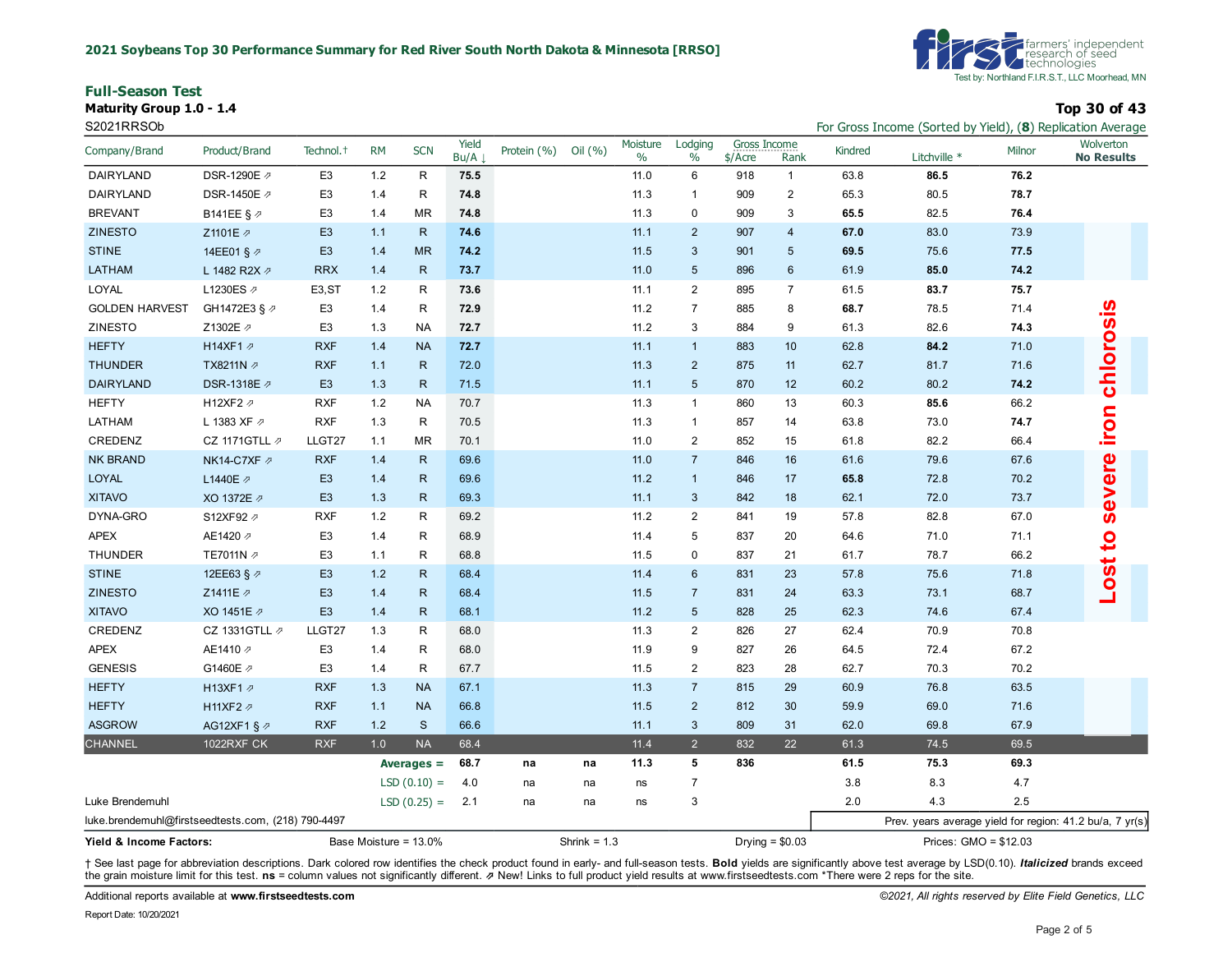## 2021 Soybeans Top 30 Performance Summary for Red River South North Dakota & Minnesota [RRSO]

Test by: Northland F.I.R.S.T., LLC Moorhead, MN

### Full-Season Test

**Maturity Group 1.0 - 1.4**

**Top 30 of 43**

S2021RRSOb

For Gross Income (Sorted by Yield), (**8**) Replication Average

| Company/Brand | Product/Brand | Technol.† | RM | SCN | Yield Bu/A ↓ | Protein (%) | Oil (%) | Moisture % | Lodging % | Gross Income $/Acre | Gross Income Rank | Kindred | Litchville * | Milnor | Wolverton No Results |
|---|---|---|---|---|---|---|---|---|---|---|---|---|---|---|---|
| DAIRYLAND | DSR-1290E ⇗ | E3 | 1.2 | R | **75.5** | | | 11.0 | 6 | 918 | 1 | 63.8 | **86.5** | **76.2** | Lost to severe iron chlorosis |
| DAIRYLAND | DSR-1450E ⇗ | E3 | 1.4 | R | **74.8** | | | 11.3 | 1 | 909 | 2 | 65.3 | 80.5 | **78.7** | |
| BREVANT | B141EE § ⇗ | E3 | 1.4 | MR | **74.8** | | | 11.3 | 0 | 909 | 3 | **65.5** | 82.5 | **76.4** | |
| ZINESTO | Z1101E ⇗ | E3 | 1.1 | R | **74.6** | | | 11.1 | 2 | 907 | 4 | **67.0** | 83.0 | 73.9 | |
| STINE | 14EE01 § ⇗ | E3 | 1.4 | MR | **74.2** | | | 11.5 | 3 | 901 | 5 | **69.5** | 75.6 | **77.5** | |
| LATHAM | L 1482 R2X ⇗ | RRX | 1.4 | R | **73.7** | | | 11.0 | 5 | 896 | 6 | 61.9 | **85.0** | **74.2** | |
| LOYAL | L1230ES ⇗ | E3,ST | 1.2 | R | **73.6** | | | 11.1 | 2 | 895 | 7 | 61.5 | **83.7** | **75.7** | |
| GOLDEN HARVEST | GH1472E3 § ⇗ | E3 | 1.4 | R | **72.9** | | | 11.2 | 7 | 885 | 8 | **68.7** | 78.5 | 71.4 | |
| ZINESTO | Z1302E ⇗ | E3 | 1.3 | NA | **72.7** | | | 11.2 | 3 | 884 | 9 | 61.3 | 82.6 | **74.3** | |
| HEFTY | H14XF1 ⇗ | RXF | 1.4 | NA | **72.7** | | | 11.1 | 1 | 883 | 10 | 62.8 | **84.2** | 71.0 | |
| THUNDER | TX8211N ⇗ | RXF | 1.1 | R | 72.0 | | | 11.3 | 2 | 875 | 11 | 62.7 | 81.7 | 71.6 | |
| DAIRYLAND | DSR-1318E ⇗ | E3 | 1.3 | R | 71.5 | | | 11.1 | 5 | 870 | 12 | 60.2 | 80.2 | **74.2** | |
| HEFTY | H12XF2 ⇗ | RXF | 1.2 | NA | 70.7 | | | 11.3 | 1 | 860 | 13 | 60.3 | **85.6** | 66.2 | |
| LATHAM | L 1383 XF ⇗ | RXF | 1.3 | R | 70.5 | | | 11.3 | 1 | 857 | 14 | 63.8 | 73.0 | **74.7** | |
| CREDENZ | CZ 1171GTLL ⇗ | LLGT27 | 1.1 | MR | 70.1 | | | 11.0 | 2 | 852 | 15 | 61.8 | 82.2 | 66.4 | |
| NK BRAND | NK14-C7XF ⇗ | RXF | 1.4 | R | 69.6 | | | 11.0 | 7 | 846 | 16 | 61.6 | 79.6 | 67.6 | |
| LOYAL | L1440E ⇗ | E3 | 1.4 | R | 69.6 | | | 11.2 | 1 | 846 | 17 | **65.8** | 72.8 | 70.2 | |
| XITAVO | XO 1372E ⇗ | E3 | 1.3 | R | 69.3 | | | 11.1 | 3 | 842 | 18 | 62.1 | 72.0 | 73.7 | |
| DYNA-GRO | S12XF92 ⇗ | RXF | 1.2 | R | 69.2 | | | 11.2 | 2 | 841 | 19 | 57.8 | 82.8 | 67.0 | |
| APEX | AE1420 ⇗ | E3 | 1.4 | R | 68.9 | | | 11.4 | 5 | 837 | 20 | 64.6 | 71.0 | 71.1 | |
| THUNDER | TE7011N ⇗ | E3 | 1.1 | R | 68.8 | | | 11.5 | 0 | 837 | 21 | 61.7 | 78.7 | 66.2 | |
| STINE | 12EE63 § ⇗ | E3 | 1.2 | R | 68.4 | | | 11.4 | 6 | 831 | 23 | 57.8 | 75.6 | 71.8 | |
| ZINESTO | Z1411E ⇗ | E3 | 1.4 | R | 68.4 | | | 11.5 | 7 | 831 | 24 | 63.3 | 73.1 | 68.7 | |
| XITAVO | XO 1451E ⇗ | E3 | 1.4 | R | 68.1 | | | 11.2 | 5 | 828 | 25 | 62.3 | 74.6 | 67.4 | |
| CREDENZ | CZ 1331GTLL ⇗ | LLGT27 | 1.3 | R | 68.0 | | | 11.3 | 2 | 826 | 27 | 62.4 | 70.9 | 70.8 | |
| APEX | AE1410 ⇗ | E3 | 1.4 | R | 68.0 | | | 11.9 | 9 | 827 | 26 | 64.5 | 72.4 | 67.2 | |
| GENESIS | G1460E ⇗ | E3 | 1.4 | R | 67.7 | | | 11.5 | 2 | 823 | 28 | 62.7 | 70.3 | 70.2 | |
| HEFTY | H13XF1 ⇗ | RXF | 1.3 | NA | 67.1 | | | 11.3 | 7 | 815 | 29 | 60.9 | 76.8 | 63.5 | |
| HEFTY | H11XF2 ⇗ | RXF | 1.1 | NA | 66.8 | | | 11.5 | 2 | 812 | 30 | 59.9 | 69.0 | 71.6 | |
| ASGROW | AG12XF1 § ⇗ | RXF | 1.2 | S | 66.6 | | | 11.1 | 3 | 809 | 31 | 62.0 | 69.8 | 67.9 | |
| CHANNEL | 1022RXF CK | RXF | 1.0 | NA | 68.4 | | | 11.4 | 2 | 832 | 22 | 61.3 | 74.5 | 69.5 | |
| | | | | **Averages =** | **68.7** | **na** | **na** | **11.3** | **5** | **836** | | **61.5** | **75.3** | **69.3** | |
| | | | | LSD (0.10) = | 4.0 | na | na | ns | 7 | | | 3.8 | 8.3 | 4.7 | |
| | | | | LSD (0.25) = | 2.1 | na | na | ns | 3 | | | 2.0 | 4.3 | 2.5 | |

Luke Brendemuhl

luke.brendemuhl@firstseedtests.com, (218) 790-4497

Prev. years average yield for region: 41.2 bu/a, 7 yr(s)

**Yield & Income Factors:** Base Moisture = 13.0% Shrink = 1.3 Drying = $0.03 Prices: GMO = $12.03

† See last page for abbreviation descriptions. Dark colored row identifies the check product found in early- and full-season tests. **Bold** yields are significantly above test average by LSD(0.10). ***Italicized*** brands exceed the grain moisture limit for this test. **ns** = column values not significantly different. ⇗ New! Links to full product yield results at www.firstseedtests.com *There were 2 reps for the site.

Additional reports available at **www.firstseedtests.com**

*©2021, All rights reserved by Elite Field Genetics, LLC*

Report Date: 10/20/2021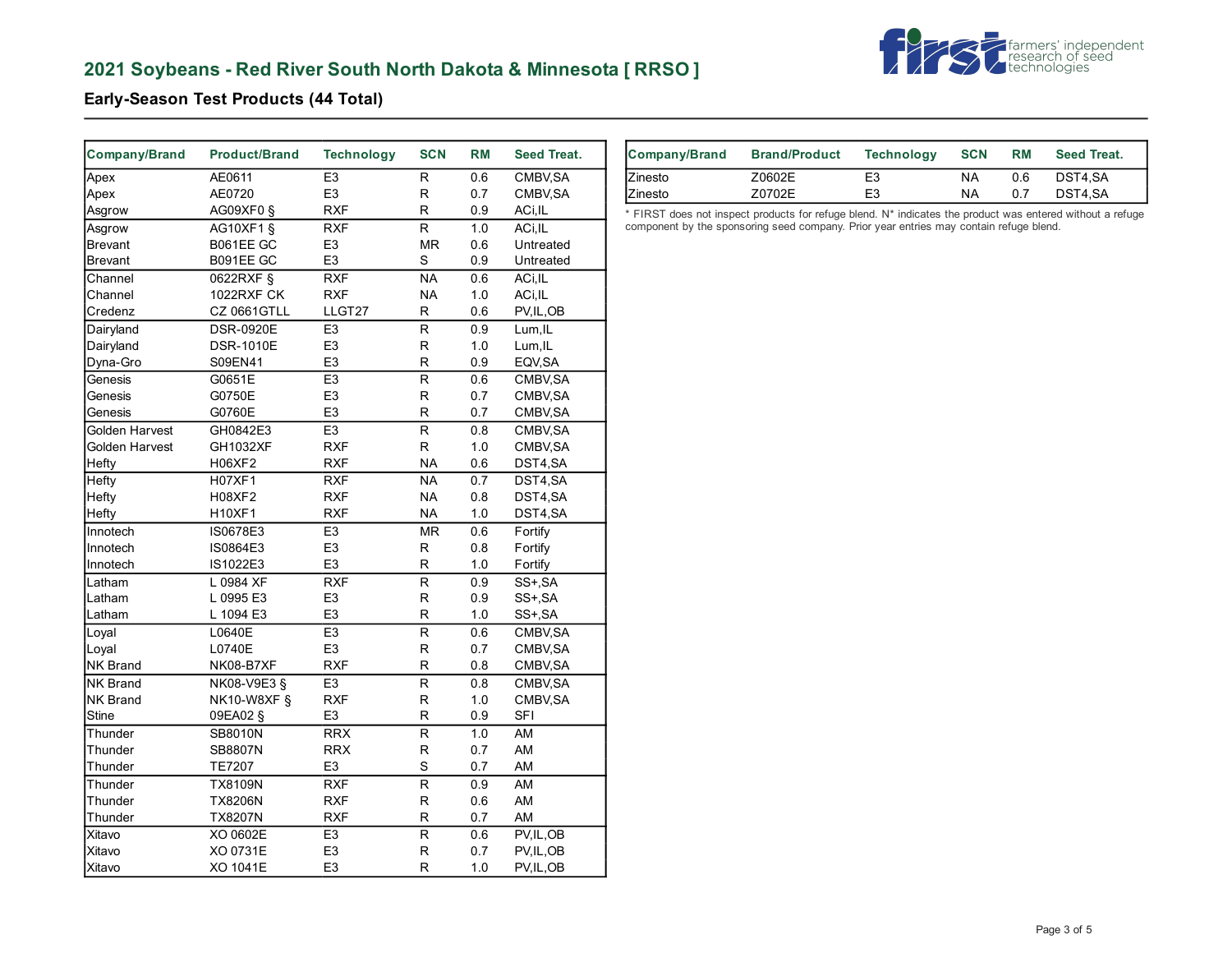## 2021 Soybeans - Red River South North Dakota & Minnesota [ RRSO ]

### Early-Season Test Products (44 Total)

| Company/Brand | Product/Brand | Technology | SCN | RM | Seed Treat. |
|---|---|---|---|---|---|
| Apex | AE0611 | E3 | R | 0.6 | CMBV,SA |
| Apex | AE0720 | E3 | R | 0.7 | CMBV,SA |
| Asgrow | AG09XF0 § | RXF | R | 0.9 | ACi,IL |
| Asgrow | AG10XF1 § | RXF | R | 1.0 | ACi,IL |
| Brevant | B061EE GC | E3 | MR | 0.6 | Untreated |
| Brevant | B091EE GC | E3 | S | 0.9 | Untreated |
| Channel | 0622RXF § | RXF | NA | 0.6 | ACi,IL |
| Channel | 1022RXF CK | RXF | NA | 1.0 | ACi,IL |
| Credenz | CZ 0661GTLL | LLGT27 | R | 0.6 | PV,IL,OB |
| Dairyland | DSR-0920E | E3 | R | 0.9 | Lum,IL |
| Dairyland | DSR-1010E | E3 | R | 1.0 | Lum,IL |
| Dyna-Gro | S09EN41 | E3 | R | 0.9 | EQV,SA |
| Genesis | G0651E | E3 | R | 0.6 | CMBV,SA |
| Genesis | G0750E | E3 | R | 0.7 | CMBV,SA |
| Genesis | G0760E | E3 | R | 0.7 | CMBV,SA |
| Golden Harvest | GH0842E3 | E3 | R | 0.8 | CMBV,SA |
| Golden Harvest | GH1032XF | RXF | R | 1.0 | CMBV,SA |
| Hefty | H06XF2 | RXF | NA | 0.6 | DST4,SA |
| Hefty | H07XF1 | RXF | NA | 0.7 | DST4,SA |
| Hefty | H08XF2 | RXF | NA | 0.8 | DST4,SA |
| Hefty | H10XF1 | RXF | NA | 1.0 | DST4,SA |
| Innotech | IS0678E3 | E3 | MR | 0.6 | Fortify |
| Innotech | IS0864E3 | E3 | R | 0.8 | Fortify |
| Innotech | IS1022E3 | E3 | R | 1.0 | Fortify |
| Latham | L 0984 XF | RXF | R | 0.9 | SS+,SA |
| Latham | L 0995 E3 | E3 | R | 0.9 | SS+,SA |
| Latham | L 1094 E3 | E3 | R | 1.0 | SS+,SA |
| Loyal | L0640E | E3 | R | 0.6 | CMBV,SA |
| Loyal | L0740E | E3 | R | 0.7 | CMBV,SA |
| NK Brand | NK08-B7XF | RXF | R | 0.8 | CMBV,SA |
| NK Brand | NK08-V9E3 § | E3 | R | 0.8 | CMBV,SA |
| NK Brand | NK10-W8XF § | RXF | R | 1.0 | CMBV,SA |
| Stine | 09EA02 § | E3 | R | 0.9 | SFI |
| Thunder | SB8010N | RRX | R | 1.0 | AM |
| Thunder | SB8807N | RRX | R | 0.7 | AM |
| Thunder | TE7207 | E3 | S | 0.7 | AM |
| Thunder | TX8109N | RXF | R | 0.9 | AM |
| Thunder | TX8206N | RXF | R | 0.6 | AM |
| Thunder | TX8207N | RXF | R | 0.7 | AM |
| Xitavo | XO 0602E | E3 | R | 0.6 | PV,IL,OB |
| Xitavo | XO 0731E | E3 | R | 0.7 | PV,IL,OB |
| Xitavo | XO 1041E | E3 | R | 1.0 | PV,IL,OB |
| Zinesto | Z0602E | E3 | NA | 0.6 | DST4,SA |
| Zinesto | Z0702E | E3 | NA | 0.7 | DST4,SA |

\* FIRST does not inspect products for refuge blend. N* indicates the product was entered without a refuge component by the sponsoring seed company. Prior year entries may contain refuge blend.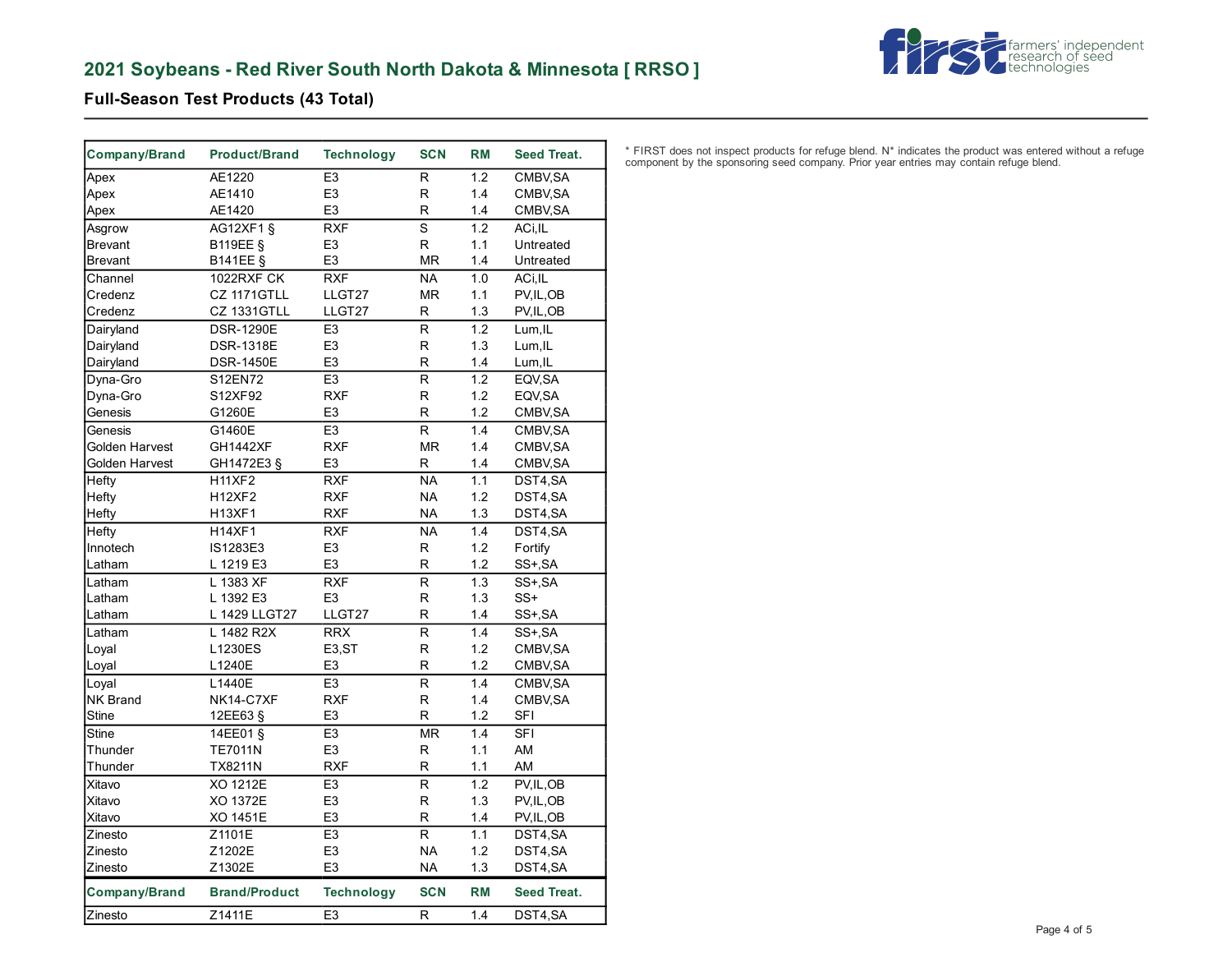## 2021 Soybeans - Red River South North Dakota & Minnesota [ RRSO ]

### Full-Season Test Products (43 Total)

| Company/Brand | Product/Brand | Technology | SCN | RM | Seed Treat. |
|---|---|---|---|---|---|
| Apex | AE1220 | E3 | R | 1.2 | CMBV,SA |
| Apex | AE1410 | E3 | R | 1.4 | CMBV,SA |
| Apex | AE1420 | E3 | R | 1.4 | CMBV,SA |
| Asgrow | AG12XF1 § | RXF | S | 1.2 | ACi,IL |
| Brevant | B119EE § | E3 | R | 1.1 | Untreated |
| Brevant | B141EE § | E3 | MR | 1.4 | Untreated |
| Channel | 1022RXF CK | RXF | NA | 1.0 | ACi,IL |
| Credenz | CZ 1171GTLL | LLGT27 | MR | 1.1 | PV,IL,OB |
| Credenz | CZ 1331GTLL | LLGT27 | R | 1.3 | PV,IL,OB |
| Dairyland | DSR-1290E | E3 | R | 1.2 | Lum,IL |
| Dairyland | DSR-1318E | E3 | R | 1.3 | Lum,IL |
| Dairyland | DSR-1450E | E3 | R | 1.4 | Lum,IL |
| Dyna-Gro | S12EN72 | E3 | R | 1.2 | EQV,SA |
| Dyna-Gro | S12XF92 | RXF | R | 1.2 | EQV,SA |
| Genesis | G1260E | E3 | R | 1.2 | CMBV,SA |
| Genesis | G1460E | E3 | R | 1.4 | CMBV,SA |
| Golden Harvest | GH1442XF | RXF | MR | 1.4 | CMBV,SA |
| Golden Harvest | GH1472E3 § | E3 | R | 1.4 | CMBV,SA |
| Hefty | H11XF2 | RXF | NA | 1.1 | DST4,SA |
| Hefty | H12XF2 | RXF | NA | 1.2 | DST4,SA |
| Hefty | H13XF1 | RXF | NA | 1.3 | DST4,SA |
| Hefty | H14XF1 | RXF | NA | 1.4 | DST4,SA |
| Innotech | IS1283E3 | E3 | R | 1.2 | Fortify |
| Latham | L 1219 E3 | E3 | R | 1.2 | SS+,SA |
| Latham | L 1383 XF | RXF | R | 1.3 | SS+,SA |
| Latham | L 1392 E3 | E3 | R | 1.3 | SS+ |
| Latham | L 1429 LLGT27 | LLGT27 | R | 1.4 | SS+,SA |
| Latham | L 1482 R2X | RRX | R | 1.4 | SS+,SA |
| Loyal | L1230ES | E3,ST | R | 1.2 | CMBV,SA |
| Loyal | L1240E | E3 | R | 1.2 | CMBV,SA |
| Loyal | L1440E | E3 | R | 1.4 | CMBV,SA |
| NK Brand | NK14-C7XF | RXF | R | 1.4 | CMBV,SA |
| Stine | 12EE63 § | E3 | R | 1.2 | SFI |
| Stine | 14EE01 § | E3 | MR | 1.4 | SFI |
| Thunder | TE7011N | E3 | R | 1.1 | AM |
| Thunder | TX8211N | RXF | R | 1.1 | AM |
| Xitavo | XO 1212E | E3 | R | 1.2 | PV,IL,OB |
| Xitavo | XO 1372E | E3 | R | 1.3 | PV,IL,OB |
| Xitavo | XO 1451E | E3 | R | 1.4 | PV,IL,OB |
| Zinesto | Z1101E | E3 | R | 1.1 | DST4,SA |
| Zinesto | Z1202E | E3 | NA | 1.2 | DST4,SA |
| Zinesto | Z1302E | E3 | NA | 1.3 | DST4,SA |
| Zinesto | Z1411E | E3 | R | 1.4 | DST4,SA |

* FIRST does not inspect products for refuge blend. N* indicates the product was entered without a refuge component by the sponsoring seed company. Prior year entries may contain refuge blend.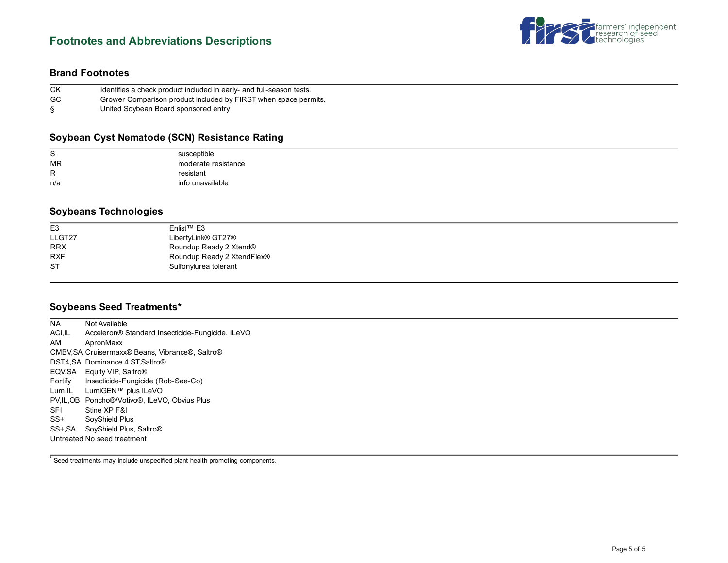# Footnotes and Abbreviations Descriptions

## Brand Footnotes

| | |
|---|---|
| CK | Identifies a check product included in early- and full-season tests. |
| GC | Grower Comparison product included by FIRST when space permits. |
| § | United Soybean Board sponsored entry |

## Soybean Cyst Nematode (SCN) Resistance Rating

| | |
|---|---|
| S | susceptible |
| MR | moderate resistance |
| R | resistant |
| n/a | info unavailable |

## Soybeans Technologies

| | |
|---|---|
| E3 | Enlist™ E3 |
| LLGT27 | LibertyLink® GT27® |
| RRX | Roundup Ready 2 Xtend® |
| RXF | Roundup Ready 2 XtendFlex® |
| ST | Sulfonylurea tolerant |

## Soybeans Seed Treatments*

| | |
|---|---|
| NA | Not Available |
| ACi,IL | Acceleron® Standard Insecticide-Fungicide, ILeVO |
| AM | ApronMaxx |
| CMBV,SA | Cruisermaxx® Beans, Vibrance®, Saltro® |
| DST4,SA | Dominance 4 ST,Saltro® |
| EQV,SA | Equity VIP, Saltro® |
| Fortify | Insecticide-Fungicide (Rob-See-Co) |
| Lum,IL | LumiGEN™ plus ILeVO |
| PV,IL,OB | Poncho®/Votivo®, ILeVO, Obvius Plus |
| SFI | Stine XP F&I |
| SS+ | SoyShield Plus |
| SS+,SA | SoyShield Plus, Saltro® |
| Untreated | No seed treatment |

* Seed treatments may include unspecified plant health promoting components.